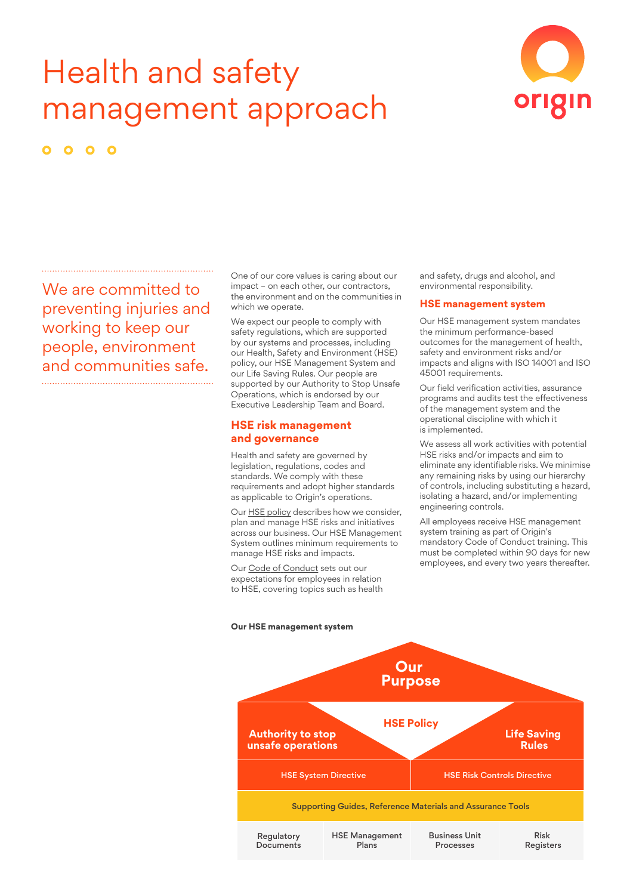# Health and safety management approach

> We are committed to preventing injuries and working to keep our people, environment and communities safe.

One of our core values is caring about our impact – on each other, our contractors, the environment and on the communities in which we operate.

We expect our people to comply with safety regulations, which are supported by our systems and processes, including our Health, Safety and Environment (HSE) policy, our HSE Management System and our Life Saving Rules. Our people are supported by our Authority to Stop Unsafe Operations, which is endorsed by our Executive Leadership Team and Board.

## HSE risk management and governance

Health and safety are governed by legislation, regulations, codes and standards. We comply with these requirements and adopt higher standards as applicable to Origin's operations.

Our HSE policy describes how we consider, plan and manage HSE risks and initiatives across our business. Our HSE Management System outlines minimum requirements to manage HSE risks and impacts.

Our Code of Conduct sets out our expectations for employees in relation to HSE, covering topics such as health and safety, drugs and alcohol, and environmental responsibility.

## HSE management system

Our HSE management system mandates the minimum performance-based outcomes for the management of health, safety and environment risks and/or impacts and aligns with ISO 14001 and ISO 45001 requirements.

Our field verification activities, assurance programs and audits test the effectiveness of the management system and the operational discipline with which it is implemented.

We assess all work activities with potential HSE risks and/or impacts and aim to eliminate any identifiable risks. We minimise any remaining risks by using our hierarchy of controls, including substituting a hazard, isolating a hazard, and/or implementing engineering controls.

All employees receive HSE management system training as part of Origin's mandatory Code of Conduct training. This must be completed within 90 days for new employees, and every two years thereafter.

**Our HSE management system**

- Our Purpose
- Authority to stop unsafe operations | HSE Policy | Life Saving Rules
- HSE System Directive | HSE Risk Controls Directive
- Supporting Guides, Reference Materials and Assurance Tools
- Regulatory Documents | HSE Management Plans | Business Unit Processes | Risk Registers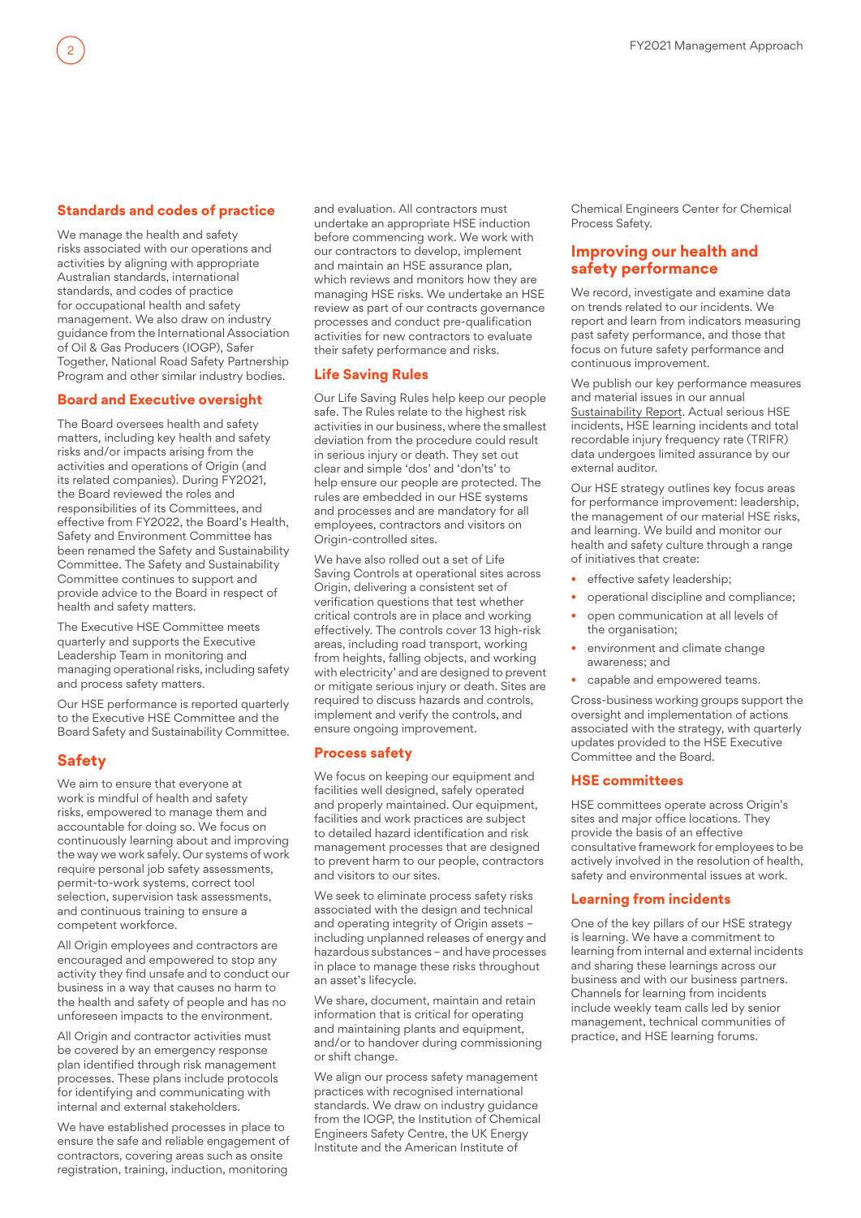## Standards and codes of practice

We manage the health and safety risks associated with our operations and activities by aligning with appropriate Australian standards, international standards, and codes of practice for occupational health and safety management. We also draw on industry guidance from the International Association of Oil & Gas Producers (IOGP), Safer Together, National Road Safety Partnership Program and other similar industry bodies.

## Board and Executive oversight

The Board oversees health and safety matters, including key health and safety risks and/or impacts arising from the activities and operations of Origin (and its related companies). During FY2021, the Board reviewed the roles and responsibilities of its Committees, and effective from FY2022, the Board's Health, Safety and Environment Committee has been renamed the Safety and Sustainability Committee. The Safety and Sustainability Committee continues to support and provide advice to the Board in respect of health and safety matters.

The Executive HSE Committee meets quarterly and supports the Executive Leadership Team in monitoring and managing operational risks, including safety and process safety matters.

Our HSE performance is reported quarterly to the Executive HSE Committee and the Board Safety and Sustainability Committee.

## Safety

We aim to ensure that everyone at work is mindful of health and safety risks, empowered to manage them and accountable for doing so. We focus on continuously learning about and improving the way we work safely. Our systems of work require personal job safety assessments, permit-to-work systems, correct tool selection, supervision task assessments, and continuous training to ensure a competent workforce.

All Origin employees and contractors are encouraged and empowered to stop any activity they find unsafe and to conduct our business in a way that causes no harm to the health and safety of people and has no unforeseen impacts to the environment.

All Origin and contractor activities must be covered by an emergency response plan identified through risk management processes. These plans include protocols for identifying and communicating with internal and external stakeholders.

We have established processes in place to ensure the safe and reliable engagement of contractors, covering areas such as onsite registration, training, induction, monitoring and evaluation. All contractors must undertake an appropriate HSE induction before commencing work. We work with our contractors to develop, implement and maintain an HSE assurance plan, which reviews and monitors how they are managing HSE risks. We undertake an HSE review as part of our contracts governance processes and conduct pre-qualification activities for new contractors to evaluate their safety performance and risks.

## Life Saving Rules

Our Life Saving Rules help keep our people safe. The Rules relate to the highest risk activities in our business, where the smallest deviation from the procedure could result in serious injury or death. They set out clear and simple 'dos' and 'don'ts' to help ensure our people are protected. The rules are embedded in our HSE systems and processes and are mandatory for all employees, contractors and visitors on Origin-controlled sites.

We have also rolled out a set of Life Saving Controls at operational sites across Origin, delivering a consistent set of verification questions that test whether critical controls are in place and working effectively. The controls cover 13 high-risk areas, including road transport, working from heights, falling objects, and working with electricity' and are designed to prevent or mitigate serious injury or death. Sites are required to discuss hazards and controls, implement and verify the controls, and ensure ongoing improvement.

## Process safety

We focus on keeping our equipment and facilities well designed, safely operated and properly maintained. Our equipment, facilities and work practices are subject to detailed hazard identification and risk management processes that are designed to prevent harm to our people, contractors and visitors to our sites.

We seek to eliminate process safety risks associated with the design and technical and operating integrity of Origin assets – including unplanned releases of energy and hazardous substances – and have processes in place to manage these risks throughout an asset's lifecycle.

We share, document, maintain and retain information that is critical for operating and maintaining plants and equipment, and/or to handover during commissioning or shift change.

We align our process safety management practices with recognised international standards. We draw on industry guidance from the IOGP, the Institution of Chemical Engineers Safety Centre, the UK Energy Institute and the American Institute of Chemical Engineers Center for Chemical Process Safety.

## Improving our health and safety performance

We record, investigate and examine data on trends related to our incidents. We report and learn from indicators measuring past safety performance, and those that focus on future safety performance and continuous improvement.

We publish our key performance measures and material issues in our annual Sustainability Report. Actual serious HSE incidents, HSE learning incidents and total recordable injury frequency rate (TRIFR) data undergoes limited assurance by our external auditor.

Our HSE strategy outlines key focus areas for performance improvement: leadership, the management of our material HSE risks, and learning. We build and monitor our health and safety culture through a range of initiatives that create:

- effective safety leadership;
- operational discipline and compliance;
- open communication at all levels of the organisation;
- environment and climate change awareness; and
- capable and empowered teams.

Cross-business working groups support the oversight and implementation of actions associated with the strategy, with quarterly updates provided to the HSE Executive Committee and the Board.

## HSE committees

HSE committees operate across Origin's sites and major office locations. They provide the basis of an effective consultative framework for employees to be actively involved in the resolution of health, safety and environmental issues at work.

## Learning from incidents

One of the key pillars of our HSE strategy is learning. We have a commitment to learning from internal and external incidents and sharing these learnings across our business and with our business partners. Channels for learning from incidents include weekly team calls led by senior management, technical communities of practice, and HSE learning forums.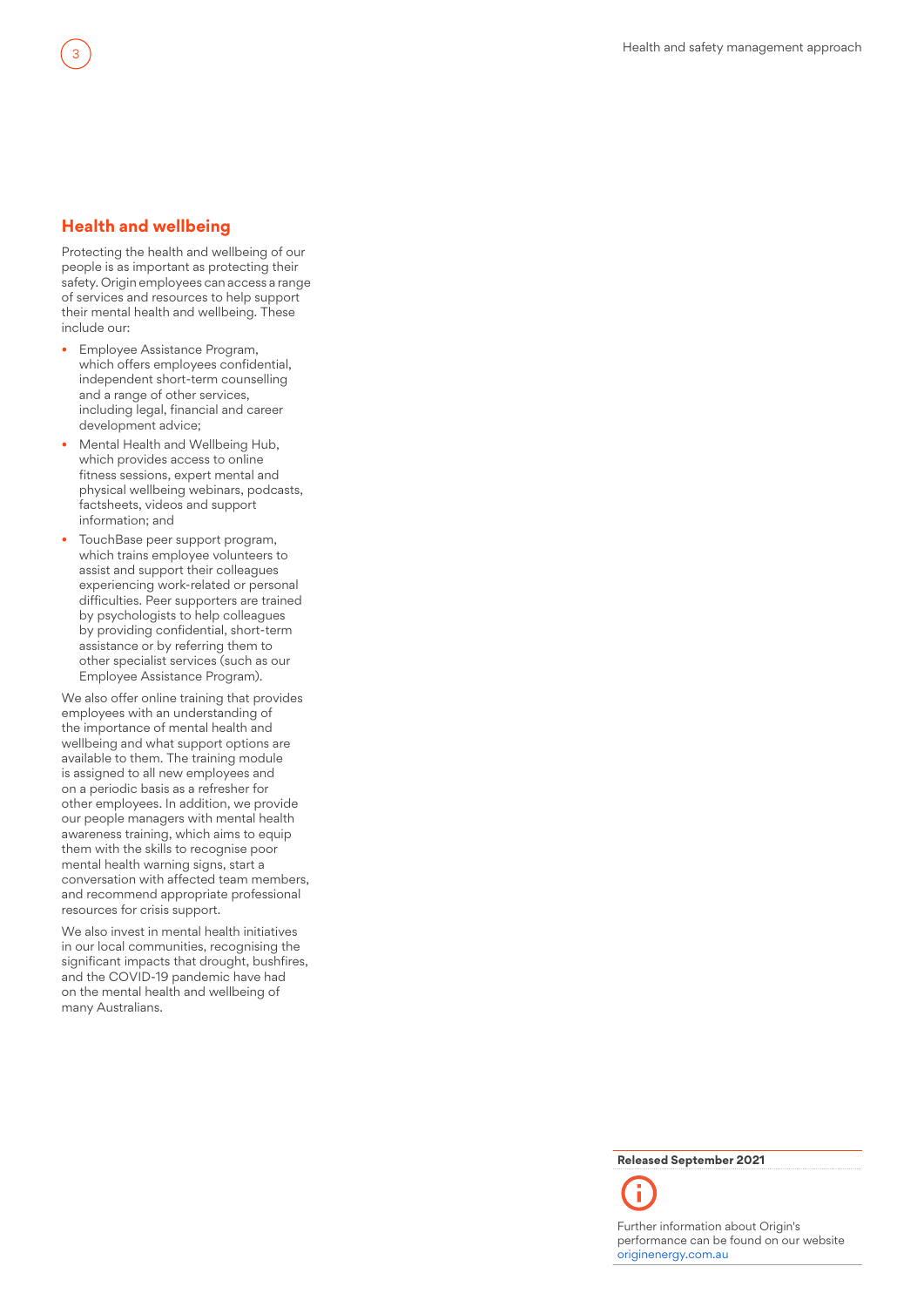## Health and wellbeing

Protecting the health and wellbeing of our people is as important as protecting their safety. Origin employees can access a range of services and resources to help support their mental health and wellbeing. These include our:

- Employee Assistance Program, which offers employees confidential, independent short-term counselling and a range of other services, including legal, financial and career development advice;
- Mental Health and Wellbeing Hub, which provides access to online fitness sessions, expert mental and physical wellbeing webinars, podcasts, factsheets, videos and support information; and
- TouchBase peer support program, which trains employee volunteers to assist and support their colleagues experiencing work-related or personal difficulties. Peer supporters are trained by psychologists to help colleagues by providing confidential, short-term assistance or by referring them to other specialist services (such as our Employee Assistance Program).

We also offer online training that provides employees with an understanding of the importance of mental health and wellbeing and what support options are available to them. The training module is assigned to all new employees and on a periodic basis as a refresher for other employees. In addition, we provide our people managers with mental health awareness training, which aims to equip them with the skills to recognise poor mental health warning signs, start a conversation with affected team members, and recommend appropriate professional resources for crisis support.

We also invest in mental health initiatives in our local communities, recognising the significant impacts that drought, bushfires, and the COVID-19 pandemic have had on the mental health and wellbeing of many Australians.

**Released September 2021**

Further information about Origin's performance can be found on our website originenergy.com.au